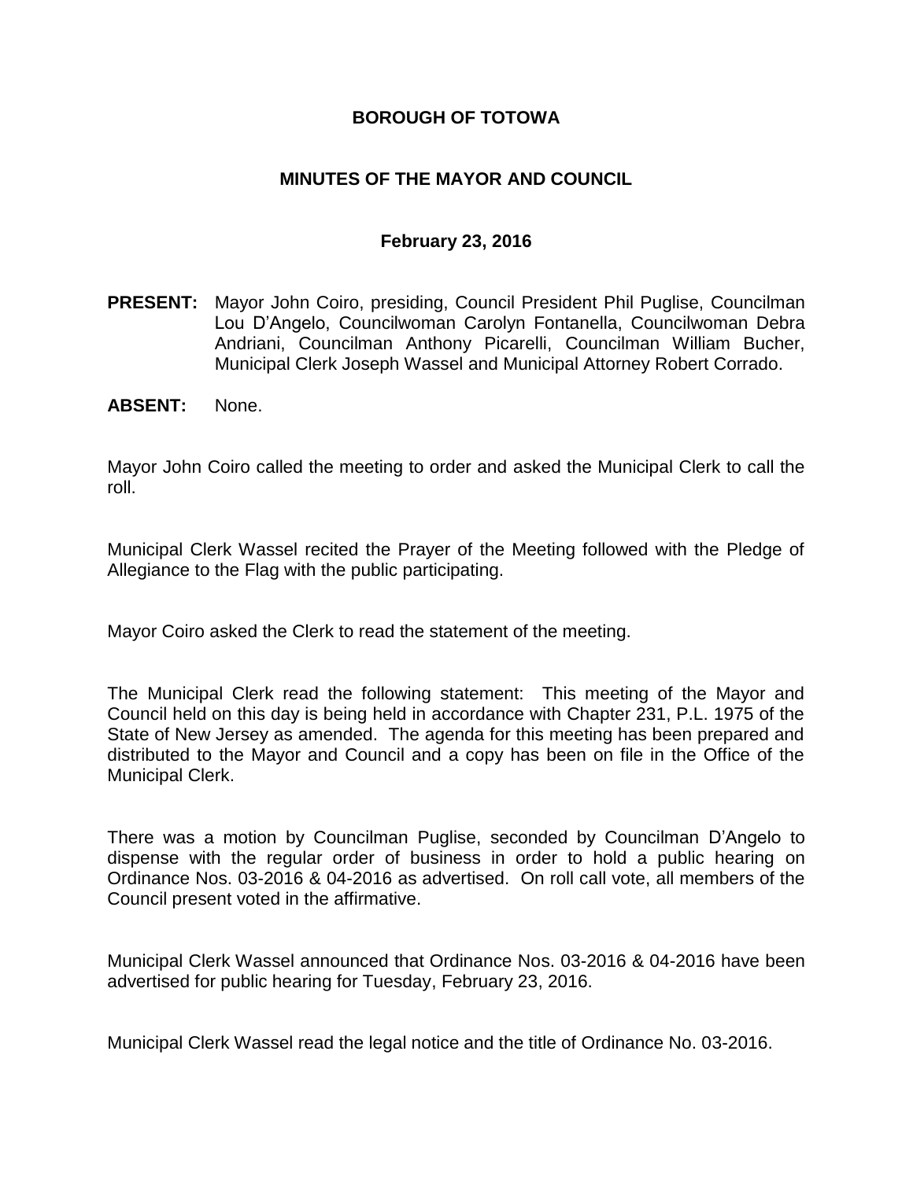# BOROUGH OF TOTOWA

## MINUTES OF THE MAYOR AND COUNCIL

### February 23, 2016

**PRESENT:** Mayor John Coiro, presiding, Council President Phil Puglise, Councilman Lou D'Angelo, Councilwoman Carolyn Fontanella, Councilwoman Debra Andriani, Councilman Anthony Picarelli, Councilman William Bucher, Municipal Clerk Joseph Wassel and Municipal Attorney Robert Corrado.

**ABSENT:** None.

Mayor John Coiro called the meeting to order and asked the Municipal Clerk to call the roll.

Municipal Clerk Wassel recited the Prayer of the Meeting followed with the Pledge of Allegiance to the Flag with the public participating.

Mayor Coiro asked the Clerk to read the statement of the meeting.

The Municipal Clerk read the following statement: This meeting of the Mayor and Council held on this day is being held in accordance with Chapter 231, P.L. 1975 of the State of New Jersey as amended. The agenda for this meeting has been prepared and distributed to the Mayor and Council and a copy has been on file in the Office of the Municipal Clerk.

There was a motion by Councilman Puglise, seconded by Councilman D'Angelo to dispense with the regular order of business in order to hold a public hearing on Ordinance Nos. 03-2016 & 04-2016 as advertised. On roll call vote, all members of the Council present voted in the affirmative.

Municipal Clerk Wassel announced that Ordinance Nos. 03-2016 & 04-2016 have been advertised for public hearing for Tuesday, February 23, 2016.

Municipal Clerk Wassel read the legal notice and the title of Ordinance No. 03-2016.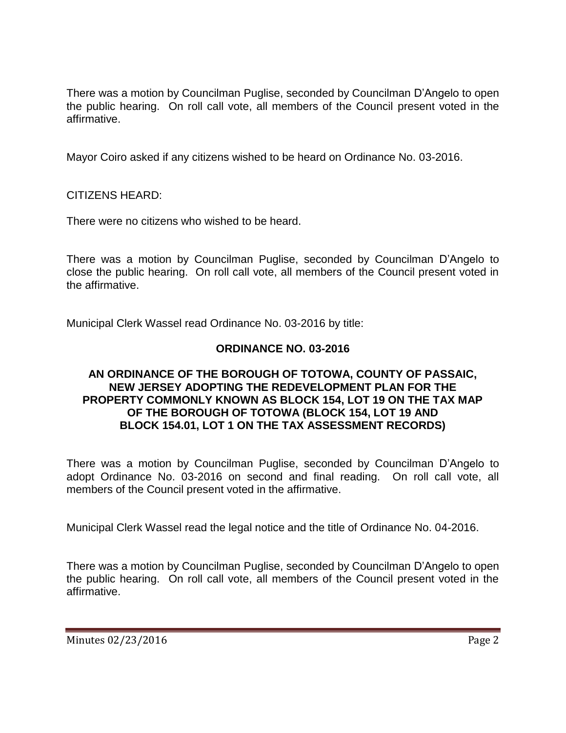There was a motion by Councilman Puglise, seconded by Councilman D'Angelo to open the public hearing. On roll call vote, all members of the Council present voted in the affirmative.

Mayor Coiro asked if any citizens wished to be heard on Ordinance No. 03-2016.

CITIZENS HEARD:

There were no citizens who wished to be heard.

There was a motion by Councilman Puglise, seconded by Councilman D'Angelo to close the public hearing. On roll call vote, all members of the Council present voted in the affirmative.

Municipal Clerk Wassel read Ordinance No. 03-2016 by title:

**ORDINANCE NO. 03-2016**

**AN ORDINANCE OF THE BOROUGH OF TOTOWA, COUNTY OF PASSAIC, NEW JERSEY ADOPTING THE REDEVELOPMENT PLAN FOR THE PROPERTY COMMONLY KNOWN AS BLOCK 154, LOT 19 ON THE TAX MAP OF THE BOROUGH OF TOTOWA (BLOCK 154, LOT 19 AND BLOCK 154.01, LOT 1 ON THE TAX ASSESSMENT RECORDS)**

There was a motion by Councilman Puglise, seconded by Councilman D'Angelo to adopt Ordinance No. 03-2016 on second and final reading. On roll call vote, all members of the Council present voted in the affirmative.

Municipal Clerk Wassel read the legal notice and the title of Ordinance No. 04-2016.

There was a motion by Councilman Puglise, seconded by Councilman D'Angelo to open the public hearing. On roll call vote, all members of the Council present voted in the affirmative.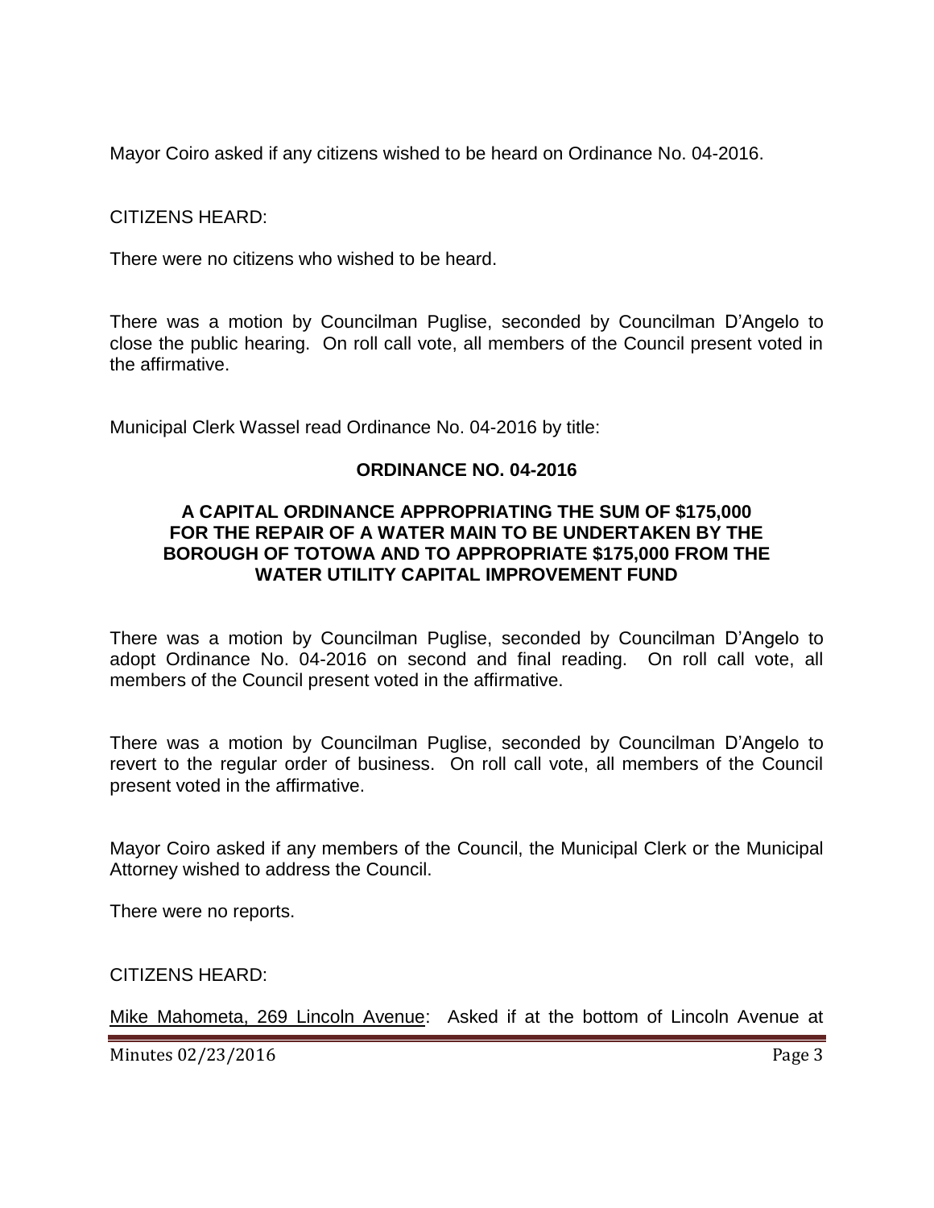Mayor Coiro asked if any citizens wished to be heard on Ordinance No. 04-2016.

CITIZENS HEARD:

There were no citizens who wished to be heard.

There was a motion by Councilman Puglise, seconded by Councilman D'Angelo to close the public hearing. On roll call vote, all members of the Council present voted in the affirmative.

Municipal Clerk Wassel read Ordinance No. 04-2016 by title:

**ORDINANCE NO. 04-2016**

**A CAPITAL ORDINANCE APPROPRIATING THE SUM OF $175,000 FOR THE REPAIR OF A WATER MAIN TO BE UNDERTAKEN BY THE BOROUGH OF TOTOWA AND TO APPROPRIATE $175,000 FROM THE WATER UTILITY CAPITAL IMPROVEMENT FUND**

There was a motion by Councilman Puglise, seconded by Councilman D'Angelo to adopt Ordinance No. 04-2016 on second and final reading. On roll call vote, all members of the Council present voted in the affirmative.

There was a motion by Councilman Puglise, seconded by Councilman D'Angelo to revert to the regular order of business. On roll call vote, all members of the Council present voted in the affirmative.

Mayor Coiro asked if any members of the Council, the Municipal Clerk or the Municipal Attorney wished to address the Council.

There were no reports.

CITIZENS HEARD:

Mike Mahometa, 269 Lincoln Avenue: Asked if at the bottom of Lincoln Avenue at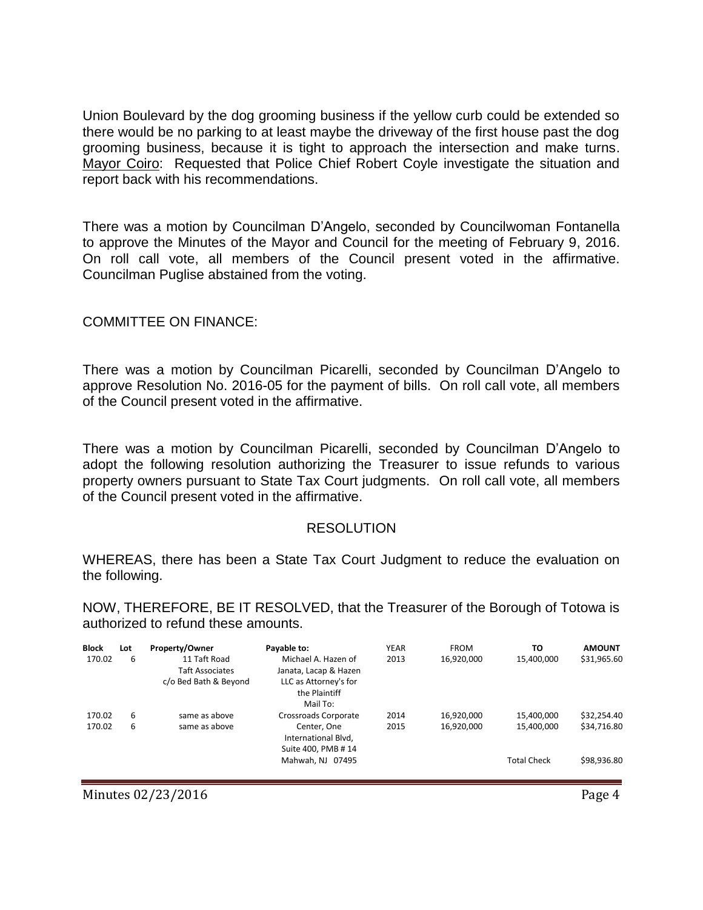Union Boulevard by the dog grooming business if the yellow curb could be extended so there would be no parking to at least maybe the driveway of the first house past the dog grooming business, because it is tight to approach the intersection and make turns. Mayor Coiro: Requested that Police Chief Robert Coyle investigate the situation and report back with his recommendations.

There was a motion by Councilman D'Angelo, seconded by Councilwoman Fontanella to approve the Minutes of the Mayor and Council for the meeting of February 9, 2016. On roll call vote, all members of the Council present voted in the affirmative. Councilman Puglise abstained from the voting.

COMMITTEE ON FINANCE:

There was a motion by Councilman Picarelli, seconded by Councilman D'Angelo to approve Resolution No. 2016-05 for the payment of bills. On roll call vote, all members of the Council present voted in the affirmative.

There was a motion by Councilman Picarelli, seconded by Councilman D'Angelo to adopt the following resolution authorizing the Treasurer to issue refunds to various property owners pursuant to State Tax Court judgments. On roll call vote, all members of the Council present voted in the affirmative.

RESOLUTION

WHEREAS, there has been a State Tax Court Judgment to reduce the evaluation on the following.

NOW, THEREFORE, BE IT RESOLVED, that the Treasurer of the Borough of Totowa is authorized to refund these amounts.

| Block | Lot | Property/Owner | Payable to: | YEAR | FROM | TO | AMOUNT |
|---|---|---|---|---|---|---|---|
| 170.02 | 6 | 11 Taft Road<br>Taft Associates<br>c/o Bed Bath & Beyond | Michael A. Hazen of<br>Janata, Lacap & Hazen<br>LLC as Attorney's for<br>the Plaintiff<br>Mail To: | 2013 | 16,920,000 | 15,400,000 | $31,965.60 |
| 170.02 | 6 | same as above | Crossroads Corporate | 2014 | 16,920,000 | 15,400,000 | $32,254.40 |
| 170.02 | 6 | same as above | Center, One<br>International Blvd,<br>Suite 400, PMB # 14 | 2015 | 16,920,000 | 15,400,000 | $34,716.80 |
| | | | Mahwah, NJ 07495 | | | Total Check | $98,936.80 |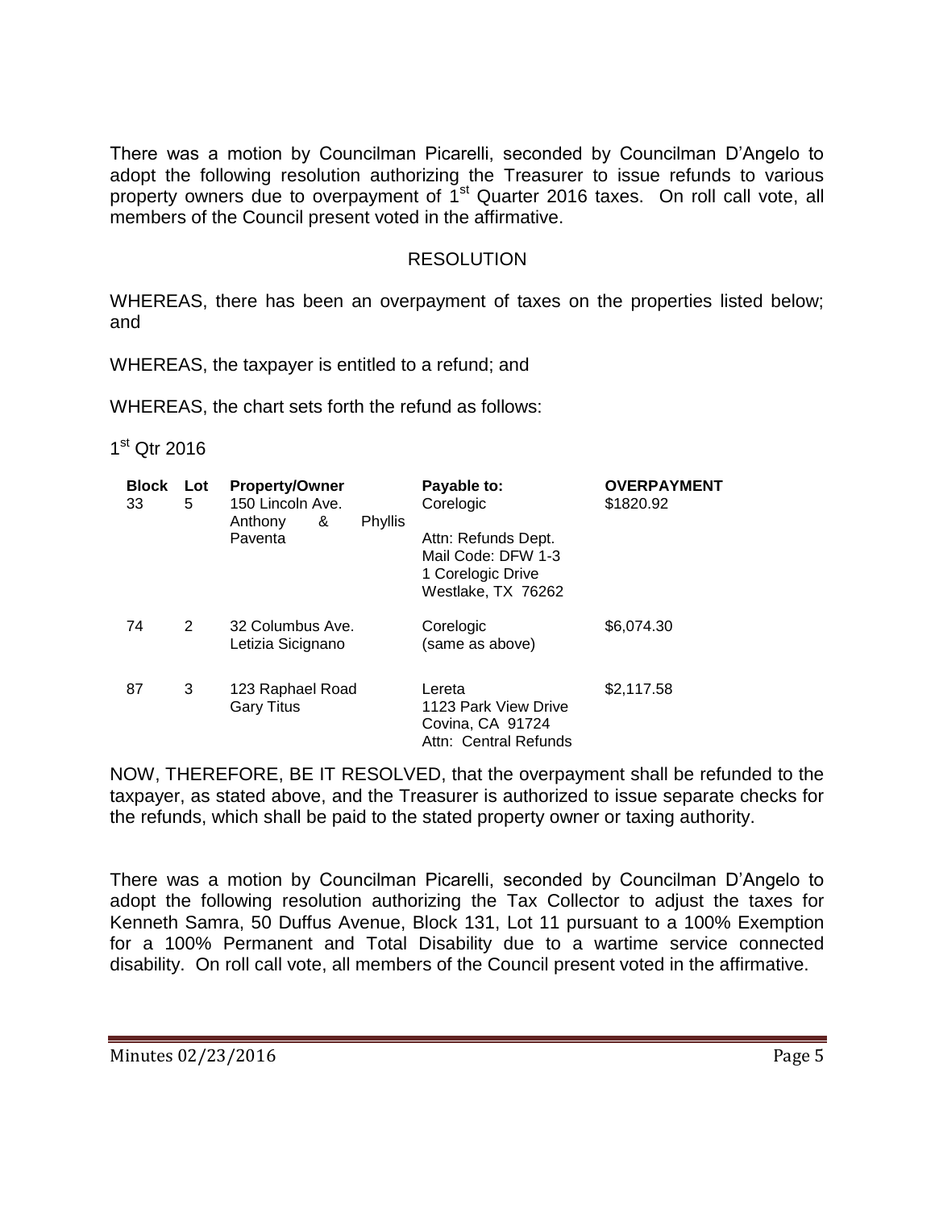There was a motion by Councilman Picarelli, seconded by Councilman D'Angelo to adopt the following resolution authorizing the Treasurer to issue refunds to various property owners due to overpayment of 1st Quarter 2016 taxes. On roll call vote, all members of the Council present voted in the affirmative.

RESOLUTION

WHEREAS, there has been an overpayment of taxes on the properties listed below; and

WHEREAS, the taxpayer is entitled to a refund; and

WHEREAS, the chart sets forth the refund as follows:

1st Qtr 2016

| Block | Lot | Property/Owner | Payable to: | OVERPAYMENT |
|---|---|---|---|---|
| 33 | 5 | 150 Lincoln Ave. Anthony & Phyllis Paventa | Corelogic<br>Attn: Refunds Dept.<br>Mail Code: DFW 1-3<br>1 Corelogic Drive<br>Westlake, TX 76262 | \$1820.92 |
| 74 | 2 | 32 Columbus Ave. Letizia Sicignano | Corelogic (same as above) | \$6,074.30 |
| 87 | 3 | 123 Raphael Road Gary Titus | Lereta<br>1123 Park View Drive<br>Covina, CA 91724<br>Attn: Central Refunds | \$2,117.58 |

NOW, THEREFORE, BE IT RESOLVED, that the overpayment shall be refunded to the taxpayer, as stated above, and the Treasurer is authorized to issue separate checks for the refunds, which shall be paid to the stated property owner or taxing authority.

There was a motion by Councilman Picarelli, seconded by Councilman D'Angelo to adopt the following resolution authorizing the Tax Collector to adjust the taxes for Kenneth Samra, 50 Duffus Avenue, Block 131, Lot 11 pursuant to a 100% Exemption for a 100% Permanent and Total Disability due to a wartime service connected disability. On roll call vote, all members of the Council present voted in the affirmative.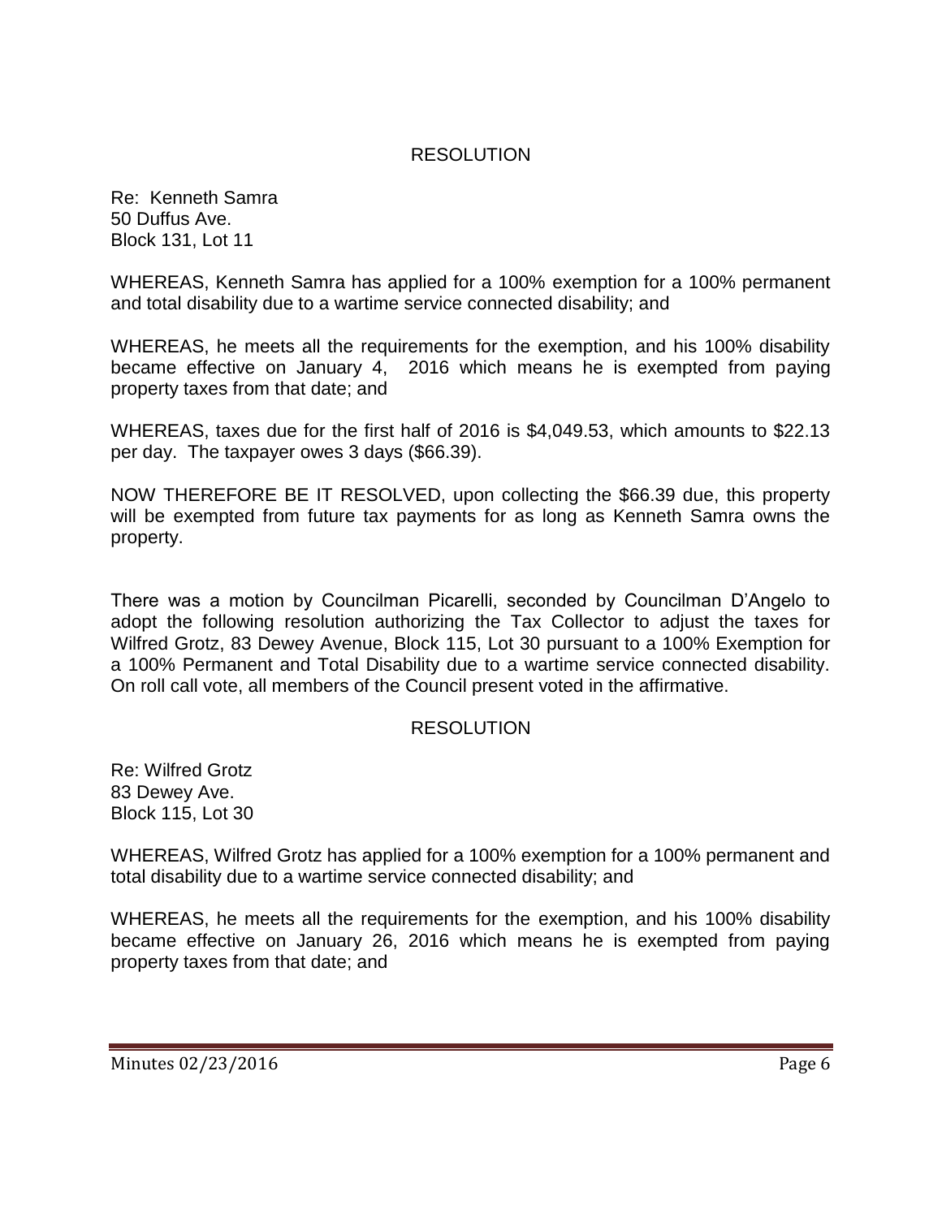RESOLUTION

Re: Kenneth Samra
50 Duffus Ave.
Block 131, Lot 11

WHEREAS, Kenneth Samra has applied for a 100% exemption for a 100% permanent and total disability due to a wartime service connected disability; and

WHEREAS, he meets all the requirements for the exemption, and his 100% disability became effective on January 4, 2016 which means he is exempted from paying property taxes from that date; and

WHEREAS, taxes due for the first half of 2016 is $4,049.53, which amounts to $22.13 per day. The taxpayer owes 3 days ($66.39).

NOW THEREFORE BE IT RESOLVED, upon collecting the $66.39 due, this property will be exempted from future tax payments for as long as Kenneth Samra owns the property.

There was a motion by Councilman Picarelli, seconded by Councilman D'Angelo to adopt the following resolution authorizing the Tax Collector to adjust the taxes for Wilfred Grotz, 83 Dewey Avenue, Block 115, Lot 30 pursuant to a 100% Exemption for a 100% Permanent and Total Disability due to a wartime service connected disability. On roll call vote, all members of the Council present voted in the affirmative.

RESOLUTION

Re: Wilfred Grotz
83 Dewey Ave.
Block 115, Lot 30

WHEREAS, Wilfred Grotz has applied for a 100% exemption for a 100% permanent and total disability due to a wartime service connected disability; and

WHEREAS, he meets all the requirements for the exemption, and his 100% disability became effective on January 26, 2016 which means he is exempted from paying property taxes from that date; and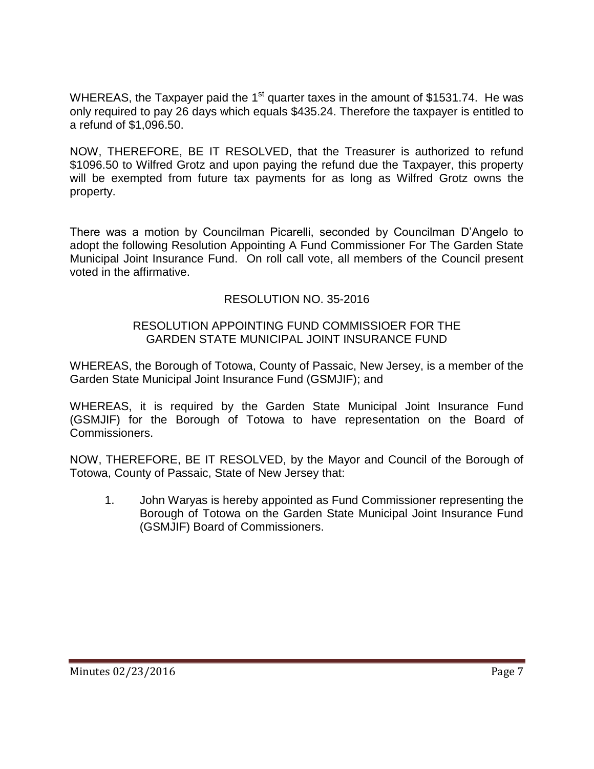WHEREAS, the Taxpayer paid the 1st quarter taxes in the amount of $1531.74. He was only required to pay 26 days which equals $435.24. Therefore the taxpayer is entitled to a refund of $1,096.50.

NOW, THEREFORE, BE IT RESOLVED, that the Treasurer is authorized to refund $1096.50 to Wilfred Grotz and upon paying the refund due the Taxpayer, this property will be exempted from future tax payments for as long as Wilfred Grotz owns the property.

There was a motion by Councilman Picarelli, seconded by Councilman D'Angelo to adopt the following Resolution Appointing A Fund Commissioner For The Garden State Municipal Joint Insurance Fund. On roll call vote, all members of the Council present voted in the affirmative.

RESOLUTION NO. 35-2016

RESOLUTION APPOINTING FUND COMMISSIOER FOR THE GARDEN STATE MUNICIPAL JOINT INSURANCE FUND

WHEREAS, the Borough of Totowa, County of Passaic, New Jersey, is a member of the Garden State Municipal Joint Insurance Fund (GSMJIF); and

WHEREAS, it is required by the Garden State Municipal Joint Insurance Fund (GSMJIF) for the Borough of Totowa to have representation on the Board of Commissioners.

NOW, THEREFORE, BE IT RESOLVED, by the Mayor and Council of the Borough of Totowa, County of Passaic, State of New Jersey that:

1. John Waryas is hereby appointed as Fund Commissioner representing the Borough of Totowa on the Garden State Municipal Joint Insurance Fund (GSMJIF) Board of Commissioners.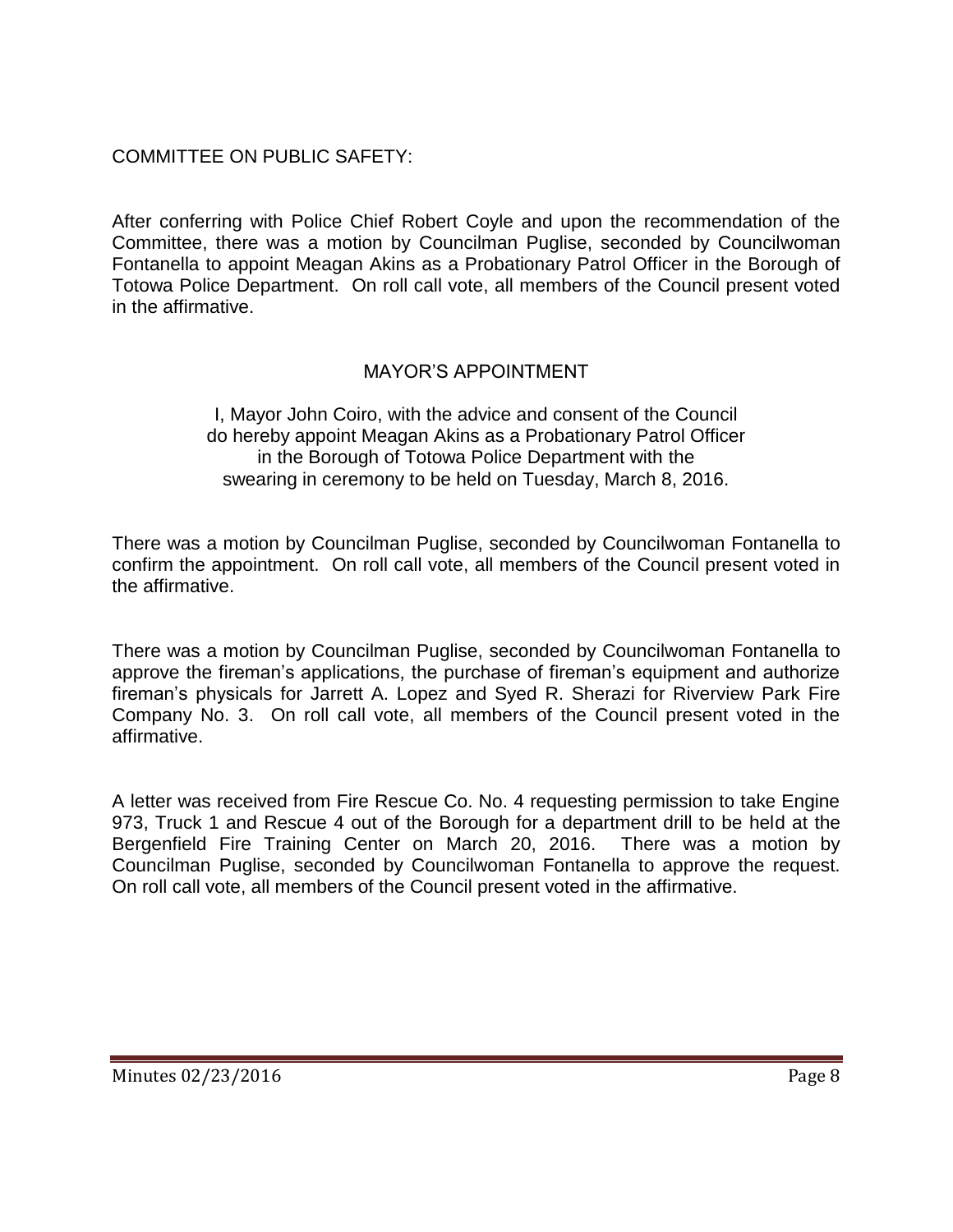COMMITTEE ON PUBLIC SAFETY:

After conferring with Police Chief Robert Coyle and upon the recommendation of the Committee, there was a motion by Councilman Puglise, seconded by Councilwoman Fontanella to appoint Meagan Akins as a Probationary Patrol Officer in the Borough of Totowa Police Department. On roll call vote, all members of the Council present voted in the affirmative.

MAYOR'S APPOINTMENT

I, Mayor John Coiro, with the advice and consent of the Council
do hereby appoint Meagan Akins as a Probationary Patrol Officer
in the Borough of Totowa Police Department with the
swearing in ceremony to be held on Tuesday, March 8, 2016.

There was a motion by Councilman Puglise, seconded by Councilwoman Fontanella to confirm the appointment. On roll call vote, all members of the Council present voted in the affirmative.

There was a motion by Councilman Puglise, seconded by Councilwoman Fontanella to approve the fireman's applications, the purchase of fireman's equipment and authorize fireman's physicals for Jarrett A. Lopez and Syed R. Sherazi for Riverview Park Fire Company No. 3. On roll call vote, all members of the Council present voted in the affirmative.

A letter was received from Fire Rescue Co. No. 4 requesting permission to take Engine 973, Truck 1 and Rescue 4 out of the Borough for a department drill to be held at the Bergenfield Fire Training Center on March 20, 2016. There was a motion by Councilman Puglise, seconded by Councilwoman Fontanella to approve the request. On roll call vote, all members of the Council present voted in the affirmative.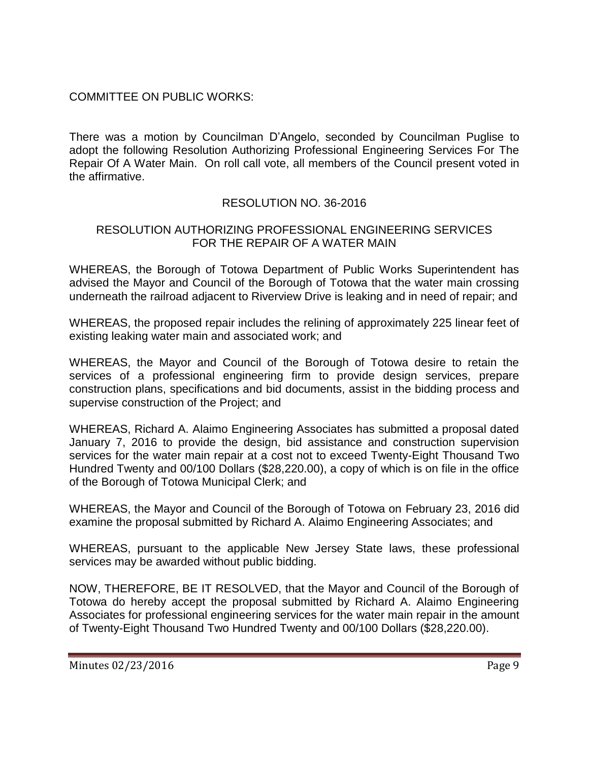COMMITTEE ON PUBLIC WORKS:

There was a motion by Councilman D'Angelo, seconded by Councilman Puglise to adopt the following Resolution Authorizing Professional Engineering Services For The Repair Of A Water Main. On roll call vote, all members of the Council present voted in the affirmative.

RESOLUTION NO. 36-2016

RESOLUTION AUTHORIZING PROFESSIONAL ENGINEERING SERVICES FOR THE REPAIR OF A WATER MAIN

WHEREAS, the Borough of Totowa Department of Public Works Superintendent has advised the Mayor and Council of the Borough of Totowa that the water main crossing underneath the railroad adjacent to Riverview Drive is leaking and in need of repair; and

WHEREAS, the proposed repair includes the relining of approximately 225 linear feet of existing leaking water main and associated work; and

WHEREAS, the Mayor and Council of the Borough of Totowa desire to retain the services of a professional engineering firm to provide design services, prepare construction plans, specifications and bid documents, assist in the bidding process and supervise construction of the Project; and

WHEREAS, Richard A. Alaimo Engineering Associates has submitted a proposal dated January 7, 2016 to provide the design, bid assistance and construction supervision services for the water main repair at a cost not to exceed Twenty-Eight Thousand Two Hundred Twenty and 00/100 Dollars ($28,220.00), a copy of which is on file in the office of the Borough of Totowa Municipal Clerk; and

WHEREAS, the Mayor and Council of the Borough of Totowa on February 23, 2016 did examine the proposal submitted by Richard A. Alaimo Engineering Associates; and

WHEREAS, pursuant to the applicable New Jersey State laws, these professional services may be awarded without public bidding.

NOW, THEREFORE, BE IT RESOLVED, that the Mayor and Council of the Borough of Totowa do hereby accept the proposal submitted by Richard A. Alaimo Engineering Associates for professional engineering services for the water main repair in the amount of Twenty-Eight Thousand Two Hundred Twenty and 00/100 Dollars ($28,220.00).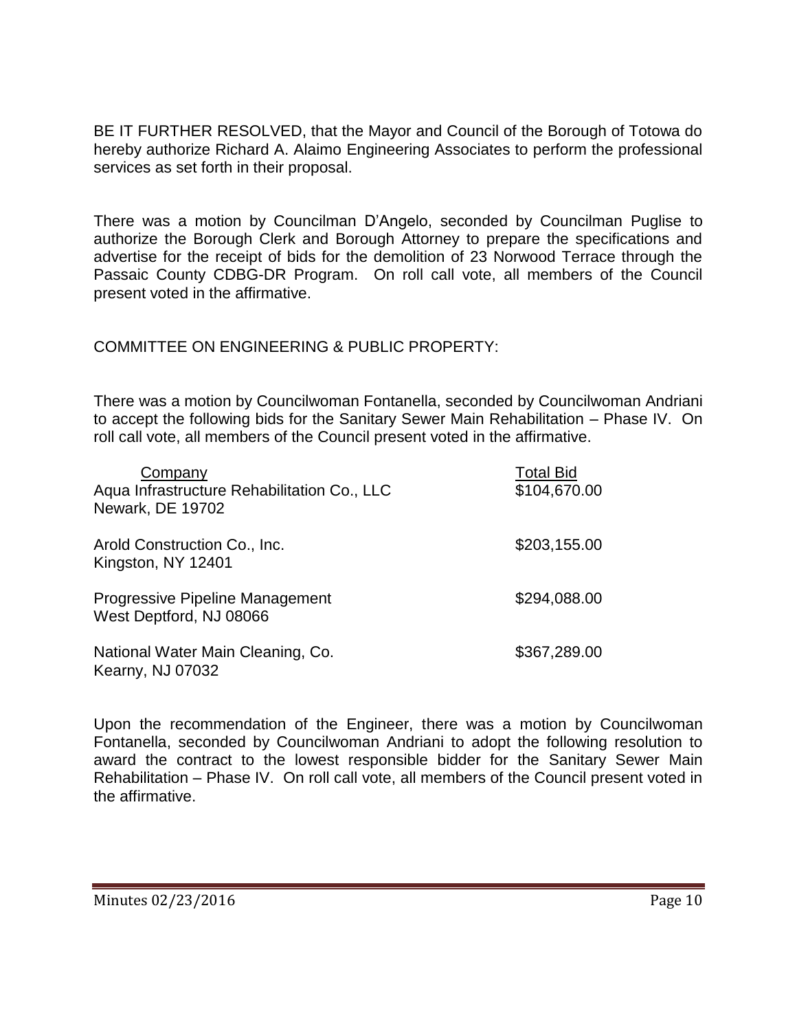BE IT FURTHER RESOLVED, that the Mayor and Council of the Borough of Totowa do hereby authorize Richard A. Alaimo Engineering Associates to perform the professional services as set forth in their proposal.

There was a motion by Councilman D'Angelo, seconded by Councilman Puglise to authorize the Borough Clerk and Borough Attorney to prepare the specifications and advertise for the receipt of bids for the demolition of 23 Norwood Terrace through the Passaic County CDBG-DR Program. On roll call vote, all members of the Council present voted in the affirmative.

COMMITTEE ON ENGINEERING & PUBLIC PROPERTY:

There was a motion by Councilwoman Fontanella, seconded by Councilwoman Andriani to accept the following bids for the Sanitary Sewer Main Rehabilitation – Phase IV. On roll call vote, all members of the Council present voted in the affirmative.

| Company | Total Bid |
|---|---|
| Aqua Infrastructure Rehabilitation Co., LLC<br>Newark, DE 19702 | $104,670.00 |
| Arold Construction Co., Inc.<br>Kingston, NY 12401 | $203,155.00 |
| Progressive Pipeline Management<br>West Deptford, NJ 08066 | $294,088.00 |
| National Water Main Cleaning, Co.<br>Kearny, NJ 07032 | $367,289.00 |

Upon the recommendation of the Engineer, there was a motion by Councilwoman Fontanella, seconded by Councilwoman Andriani to adopt the following resolution to award the contract to the lowest responsible bidder for the Sanitary Sewer Main Rehabilitation – Phase IV. On roll call vote, all members of the Council present voted in the affirmative.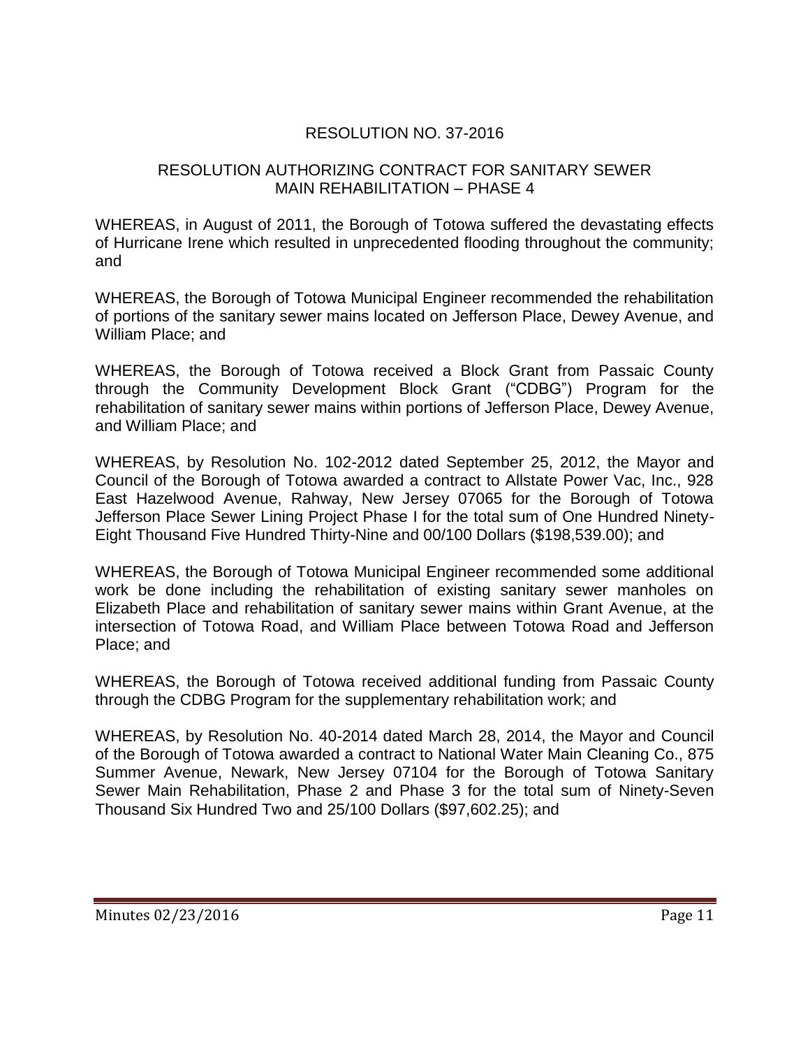## RESOLUTION NO. 37-2016

### RESOLUTION AUTHORIZING CONTRACT FOR SANITARY SEWER MAIN REHABILITATION – PHASE 4

WHEREAS, in August of 2011, the Borough of Totowa suffered the devastating effects of Hurricane Irene which resulted in unprecedented flooding throughout the community; and

WHEREAS, the Borough of Totowa Municipal Engineer recommended the rehabilitation of portions of the sanitary sewer mains located on Jefferson Place, Dewey Avenue, and William Place; and

WHEREAS, the Borough of Totowa received a Block Grant from Passaic County through the Community Development Block Grant ("CDBG") Program for the rehabilitation of sanitary sewer mains within portions of Jefferson Place, Dewey Avenue, and William Place; and

WHEREAS, by Resolution No. 102-2012 dated September 25, 2012, the Mayor and Council of the Borough of Totowa awarded a contract to Allstate Power Vac, Inc., 928 East Hazelwood Avenue, Rahway, New Jersey 07065 for the Borough of Totowa Jefferson Place Sewer Lining Project Phase I for the total sum of One Hundred Ninety-Eight Thousand Five Hundred Thirty-Nine and 00/100 Dollars ($198,539.00); and

WHEREAS, the Borough of Totowa Municipal Engineer recommended some additional work be done including the rehabilitation of existing sanitary sewer manholes on Elizabeth Place and rehabilitation of sanitary sewer mains within Grant Avenue, at the intersection of Totowa Road, and William Place between Totowa Road and Jefferson Place; and

WHEREAS, the Borough of Totowa received additional funding from Passaic County through the CDBG Program for the supplementary rehabilitation work; and

WHEREAS, by Resolution No. 40-2014 dated March 28, 2014, the Mayor and Council of the Borough of Totowa awarded a contract to National Water Main Cleaning Co., 875 Summer Avenue, Newark, New Jersey 07104 for the Borough of Totowa Sanitary Sewer Main Rehabilitation, Phase 2 and Phase 3 for the total sum of Ninety-Seven Thousand Six Hundred Two and 25/100 Dollars ($97,602.25); and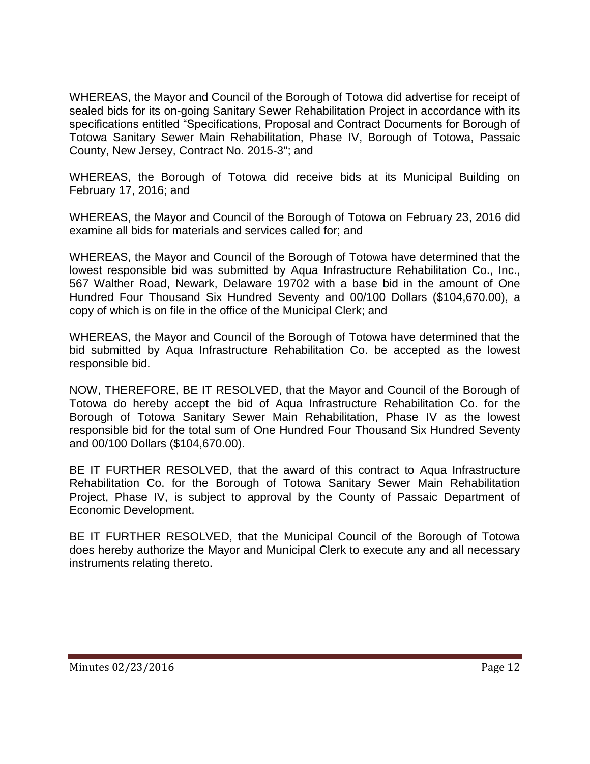WHEREAS, the Mayor and Council of the Borough of Totowa did advertise for receipt of sealed bids for its on-going Sanitary Sewer Rehabilitation Project in accordance with its specifications entitled "Specifications, Proposal and Contract Documents for Borough of Totowa Sanitary Sewer Main Rehabilitation, Phase IV, Borough of Totowa, Passaic County, New Jersey, Contract No. 2015-3"; and

WHEREAS, the Borough of Totowa did receive bids at its Municipal Building on February 17, 2016; and

WHEREAS, the Mayor and Council of the Borough of Totowa on February 23, 2016 did examine all bids for materials and services called for; and

WHEREAS, the Mayor and Council of the Borough of Totowa have determined that the lowest responsible bid was submitted by Aqua Infrastructure Rehabilitation Co., Inc., 567 Walther Road, Newark, Delaware 19702 with a base bid in the amount of One Hundred Four Thousand Six Hundred Seventy and 00/100 Dollars ($104,670.00), a copy of which is on file in the office of the Municipal Clerk; and

WHEREAS, the Mayor and Council of the Borough of Totowa have determined that the bid submitted by Aqua Infrastructure Rehabilitation Co. be accepted as the lowest responsible bid.

NOW, THEREFORE, BE IT RESOLVED, that the Mayor and Council of the Borough of Totowa do hereby accept the bid of Aqua Infrastructure Rehabilitation Co. for the Borough of Totowa Sanitary Sewer Main Rehabilitation, Phase IV as the lowest responsible bid for the total sum of One Hundred Four Thousand Six Hundred Seventy and 00/100 Dollars ($104,670.00).

BE IT FURTHER RESOLVED, that the award of this contract to Aqua Infrastructure Rehabilitation Co. for the Borough of Totowa Sanitary Sewer Main Rehabilitation Project, Phase IV, is subject to approval by the County of Passaic Department of Economic Development.

BE IT FURTHER RESOLVED, that the Municipal Council of the Borough of Totowa does hereby authorize the Mayor and Municipal Clerk to execute any and all necessary instruments relating thereto.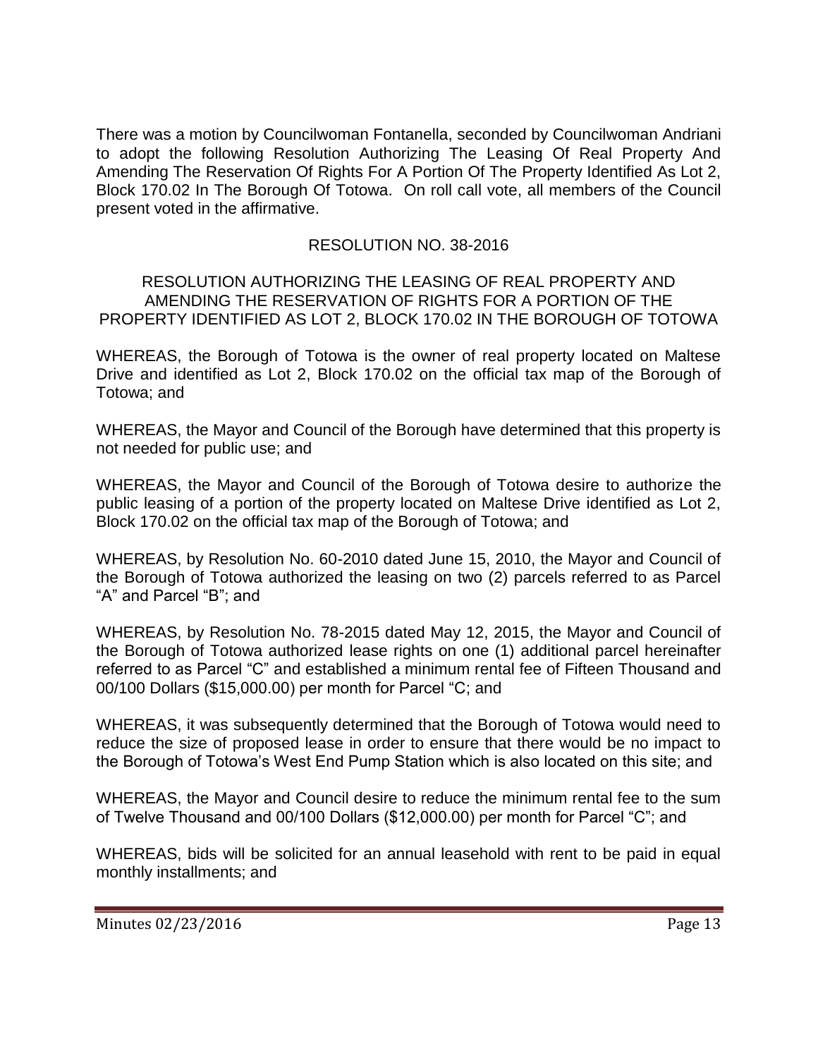There was a motion by Councilwoman Fontanella, seconded by Councilwoman Andriani to adopt the following Resolution Authorizing The Leasing Of Real Property And Amending The Reservation Of Rights For A Portion Of The Property Identified As Lot 2, Block 170.02 In The Borough Of Totowa. On roll call vote, all members of the Council present voted in the affirmative.

RESOLUTION NO. 38-2016

RESOLUTION AUTHORIZING THE LEASING OF REAL PROPERTY AND AMENDING THE RESERVATION OF RIGHTS FOR A PORTION OF THE PROPERTY IDENTIFIED AS LOT 2, BLOCK 170.02 IN THE BOROUGH OF TOTOWA

WHEREAS, the Borough of Totowa is the owner of real property located on Maltese Drive and identified as Lot 2, Block 170.02 on the official tax map of the Borough of Totowa; and

WHEREAS, the Mayor and Council of the Borough have determined that this property is not needed for public use; and

WHEREAS, the Mayor and Council of the Borough of Totowa desire to authorize the public leasing of a portion of the property located on Maltese Drive identified as Lot 2, Block 170.02 on the official tax map of the Borough of Totowa; and

WHEREAS, by Resolution No. 60-2010 dated June 15, 2010, the Mayor and Council of the Borough of Totowa authorized the leasing on two (2) parcels referred to as Parcel "A" and Parcel "B"; and

WHEREAS, by Resolution No. 78-2015 dated May 12, 2015, the Mayor and Council of the Borough of Totowa authorized lease rights on one (1) additional parcel hereinafter referred to as Parcel "C" and established a minimum rental fee of Fifteen Thousand and 00/100 Dollars ($15,000.00) per month for Parcel "C; and

WHEREAS, it was subsequently determined that the Borough of Totowa would need to reduce the size of proposed lease in order to ensure that there would be no impact to the Borough of Totowa's West End Pump Station which is also located on this site; and

WHEREAS, the Mayor and Council desire to reduce the minimum rental fee to the sum of Twelve Thousand and 00/100 Dollars ($12,000.00) per month for Parcel "C"; and

WHEREAS, bids will be solicited for an annual leasehold with rent to be paid in equal monthly installments; and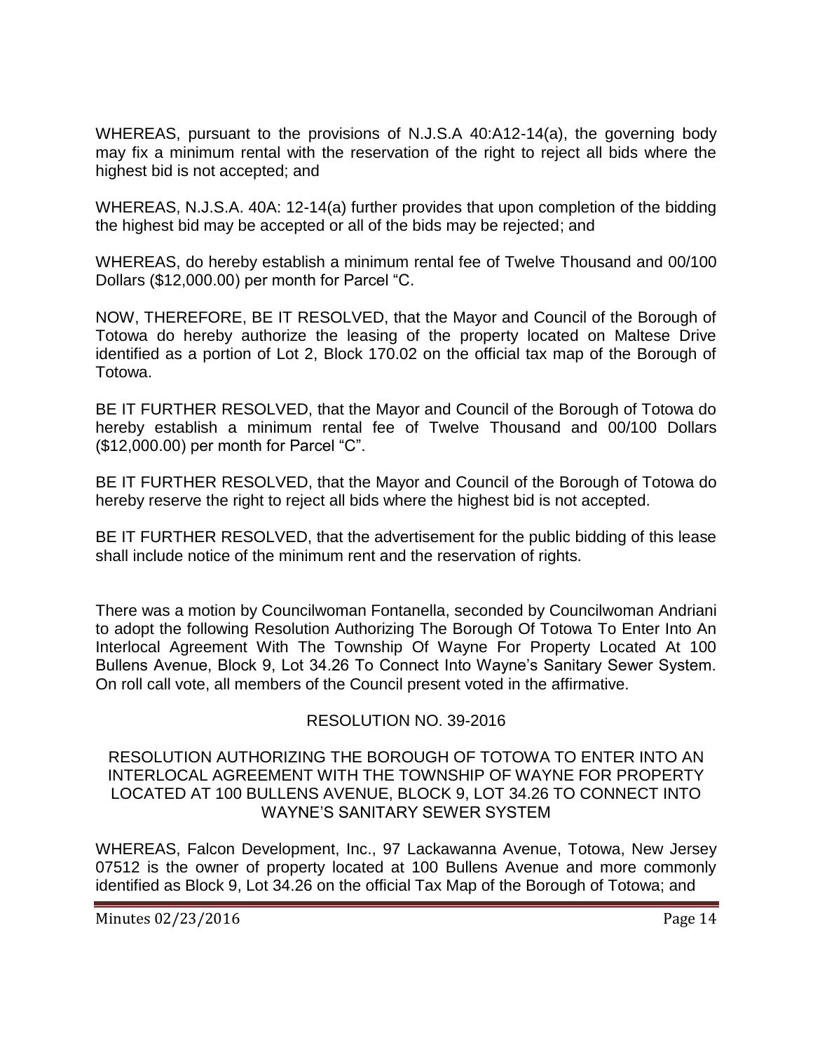WHEREAS, pursuant to the provisions of N.J.S.A 40:A12-14(a), the governing body may fix a minimum rental with the reservation of the right to reject all bids where the highest bid is not accepted; and

WHEREAS, N.J.S.A. 40A: 12-14(a) further provides that upon completion of the bidding the highest bid may be accepted or all of the bids may be rejected; and

WHEREAS, do hereby establish a minimum rental fee of Twelve Thousand and 00/100 Dollars ($12,000.00) per month for Parcel "C.

NOW, THEREFORE, BE IT RESOLVED, that the Mayor and Council of the Borough of Totowa do hereby authorize the leasing of the property located on Maltese Drive identified as a portion of Lot 2, Block 170.02 on the official tax map of the Borough of Totowa.

BE IT FURTHER RESOLVED, that the Mayor and Council of the Borough of Totowa do hereby establish a minimum rental fee of Twelve Thousand and 00/100 Dollars ($12,000.00) per month for Parcel "C".

BE IT FURTHER RESOLVED, that the Mayor and Council of the Borough of Totowa do hereby reserve the right to reject all bids where the highest bid is not accepted.

BE IT FURTHER RESOLVED, that the advertisement for the public bidding of this lease shall include notice of the minimum rent and the reservation of rights.

There was a motion by Councilwoman Fontanella, seconded by Councilwoman Andriani to adopt the following Resolution Authorizing The Borough Of Totowa To Enter Into An Interlocal Agreement With The Township Of Wayne For Property Located At 100 Bullens Avenue, Block 9, Lot 34.26 To Connect Into Wayne's Sanitary Sewer System. On roll call vote, all members of the Council present voted in the affirmative.

RESOLUTION NO. 39-2016

RESOLUTION AUTHORIZING THE BOROUGH OF TOTOWA TO ENTER INTO AN INTERLOCAL AGREEMENT WITH THE TOWNSHIP OF WAYNE FOR PROPERTY LOCATED AT 100 BULLENS AVENUE, BLOCK 9, LOT 34.26 TO CONNECT INTO WAYNE'S SANITARY SEWER SYSTEM

WHEREAS, Falcon Development, Inc., 97 Lackawanna Avenue, Totowa, New Jersey 07512 is the owner of property located at 100 Bullens Avenue and more commonly identified as Block 9, Lot 34.26 on the official Tax Map of the Borough of Totowa; and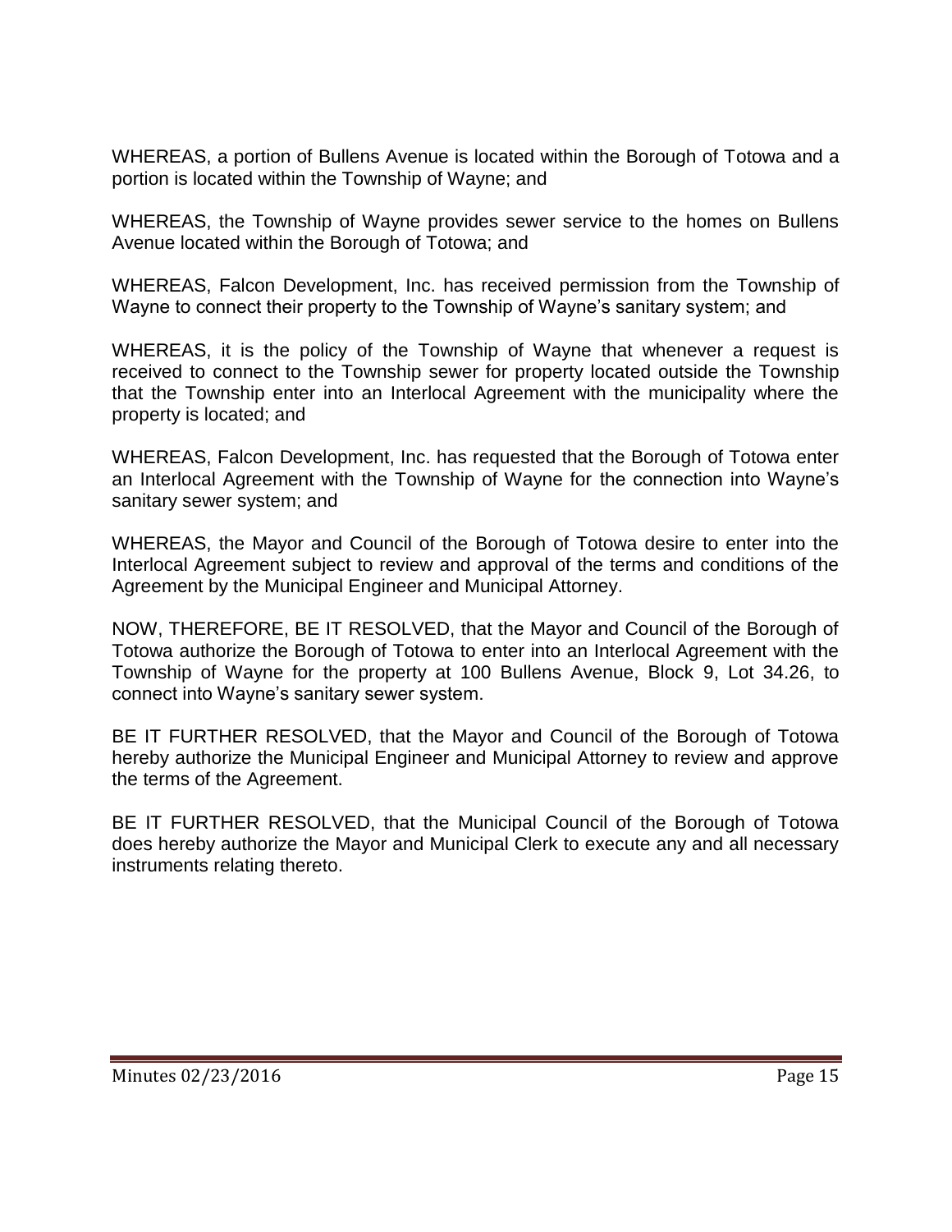WHEREAS, a portion of Bullens Avenue is located within the Borough of Totowa and a portion is located within the Township of Wayne; and

WHEREAS, the Township of Wayne provides sewer service to the homes on Bullens Avenue located within the Borough of Totowa; and

WHEREAS, Falcon Development, Inc. has received permission from the Township of Wayne to connect their property to the Township of Wayne's sanitary system; and

WHEREAS, it is the policy of the Township of Wayne that whenever a request is received to connect to the Township sewer for property located outside the Township that the Township enter into an Interlocal Agreement with the municipality where the property is located; and

WHEREAS, Falcon Development, Inc. has requested that the Borough of Totowa enter an Interlocal Agreement with the Township of Wayne for the connection into Wayne's sanitary sewer system; and

WHEREAS, the Mayor and Council of the Borough of Totowa desire to enter into the Interlocal Agreement subject to review and approval of the terms and conditions of the Agreement by the Municipal Engineer and Municipal Attorney.

NOW, THEREFORE, BE IT RESOLVED, that the Mayor and Council of the Borough of Totowa authorize the Borough of Totowa to enter into an Interlocal Agreement with the Township of Wayne for the property at 100 Bullens Avenue, Block 9, Lot 34.26, to connect into Wayne's sanitary sewer system.

BE IT FURTHER RESOLVED, that the Mayor and Council of the Borough of Totowa hereby authorize the Municipal Engineer and Municipal Attorney to review and approve the terms of the Agreement.

BE IT FURTHER RESOLVED, that the Municipal Council of the Borough of Totowa does hereby authorize the Mayor and Municipal Clerk to execute any and all necessary instruments relating thereto.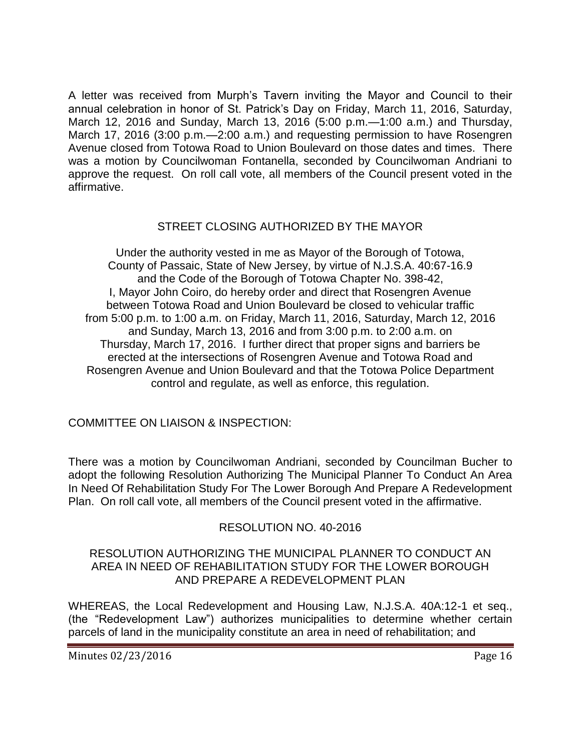A letter was received from Murph's Tavern inviting the Mayor and Council to their annual celebration in honor of St. Patrick's Day on Friday, March 11, 2016, Saturday, March 12, 2016 and Sunday, March 13, 2016 (5:00 p.m.—1:00 a.m.) and Thursday, March 17, 2016 (3:00 p.m.—2:00 a.m.) and requesting permission to have Rosengren Avenue closed from Totowa Road to Union Boulevard on those dates and times. There was a motion by Councilwoman Fontanella, seconded by Councilwoman Andriani to approve the request. On roll call vote, all members of the Council present voted in the affirmative.

## STREET CLOSING AUTHORIZED BY THE MAYOR

Under the authority vested in me as Mayor of the Borough of Totowa, County of Passaic, State of New Jersey, by virtue of N.J.S.A. 40:67-16.9 and the Code of the Borough of Totowa Chapter No. 398-42, I, Mayor John Coiro, do hereby order and direct that Rosengren Avenue between Totowa Road and Union Boulevard be closed to vehicular traffic from 5:00 p.m. to 1:00 a.m. on Friday, March 11, 2016, Saturday, March 12, 2016 and Sunday, March 13, 2016 and from 3:00 p.m. to 2:00 a.m. on Thursday, March 17, 2016. I further direct that proper signs and barriers be erected at the intersections of Rosengren Avenue and Totowa Road and Rosengren Avenue and Union Boulevard and that the Totowa Police Department control and regulate, as well as enforce, this regulation.

## COMMITTEE ON LIAISON & INSPECTION:

There was a motion by Councilwoman Andriani, seconded by Councilman Bucher to adopt the following Resolution Authorizing The Municipal Planner To Conduct An Area In Need Of Rehabilitation Study For The Lower Borough And Prepare A Redevelopment Plan. On roll call vote, all members of the Council present voted in the affirmative.

## RESOLUTION NO. 40-2016

### RESOLUTION AUTHORIZING THE MUNICIPAL PLANNER TO CONDUCT AN AREA IN NEED OF REHABILITATION STUDY FOR THE LOWER BOROUGH AND PREPARE A REDEVELOPMENT PLAN

WHEREAS, the Local Redevelopment and Housing Law, N.J.S.A. 40A:12-1 et seq., (the "Redevelopment Law") authorizes municipalities to determine whether certain parcels of land in the municipality constitute an area in need of rehabilitation; and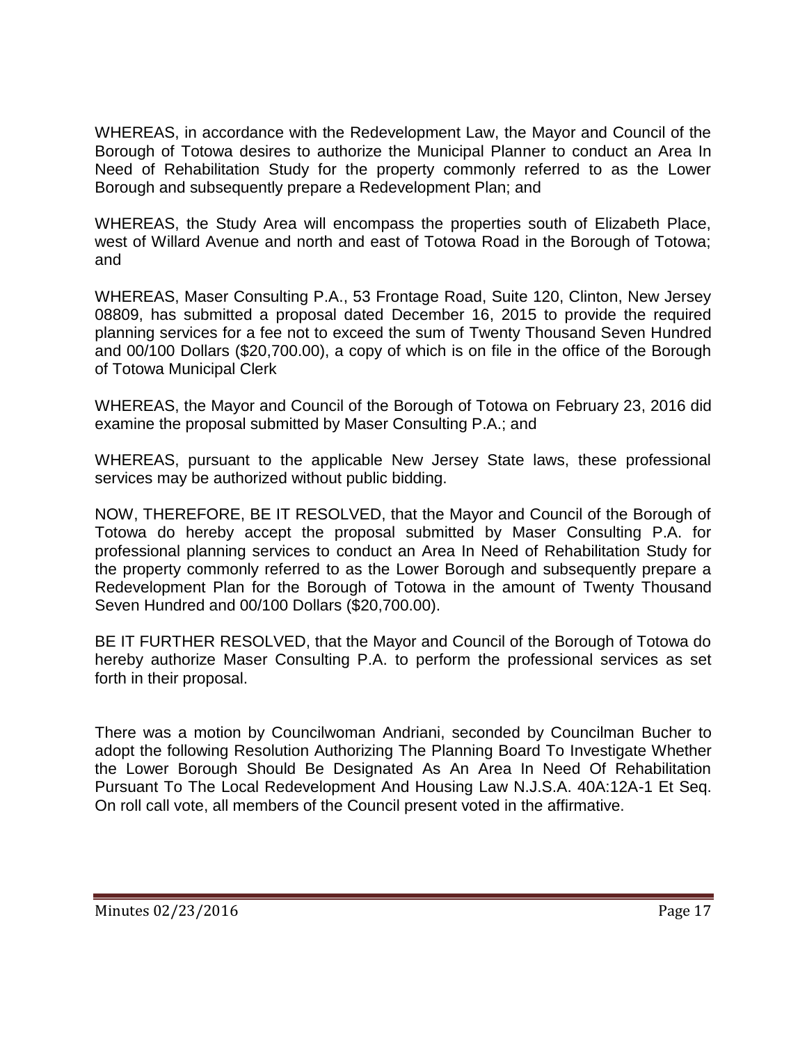WHEREAS, in accordance with the Redevelopment Law, the Mayor and Council of the Borough of Totowa desires to authorize the Municipal Planner to conduct an Area In Need of Rehabilitation Study for the property commonly referred to as the Lower Borough and subsequently prepare a Redevelopment Plan; and

WHEREAS, the Study Area will encompass the properties south of Elizabeth Place, west of Willard Avenue and north and east of Totowa Road in the Borough of Totowa; and

WHEREAS, Maser Consulting P.A., 53 Frontage Road, Suite 120, Clinton, New Jersey 08809, has submitted a proposal dated December 16, 2015 to provide the required planning services for a fee not to exceed the sum of Twenty Thousand Seven Hundred and 00/100 Dollars ($20,700.00), a copy of which is on file in the office of the Borough of Totowa Municipal Clerk

WHEREAS, the Mayor and Council of the Borough of Totowa on February 23, 2016 did examine the proposal submitted by Maser Consulting P.A.; and

WHEREAS, pursuant to the applicable New Jersey State laws, these professional services may be authorized without public bidding.

NOW, THEREFORE, BE IT RESOLVED, that the Mayor and Council of the Borough of Totowa do hereby accept the proposal submitted by Maser Consulting P.A. for professional planning services to conduct an Area In Need of Rehabilitation Study for the property commonly referred to as the Lower Borough and subsequently prepare a Redevelopment Plan for the Borough of Totowa in the amount of Twenty Thousand Seven Hundred and 00/100 Dollars ($20,700.00).

BE IT FURTHER RESOLVED, that the Mayor and Council of the Borough of Totowa do hereby authorize Maser Consulting P.A. to perform the professional services as set forth in their proposal.

There was a motion by Councilwoman Andriani, seconded by Councilman Bucher to adopt the following Resolution Authorizing The Planning Board To Investigate Whether the Lower Borough Should Be Designated As An Area In Need Of Rehabilitation Pursuant To The Local Redevelopment And Housing Law N.J.S.A. 40A:12A-1 Et Seq. On roll call vote, all members of the Council present voted in the affirmative.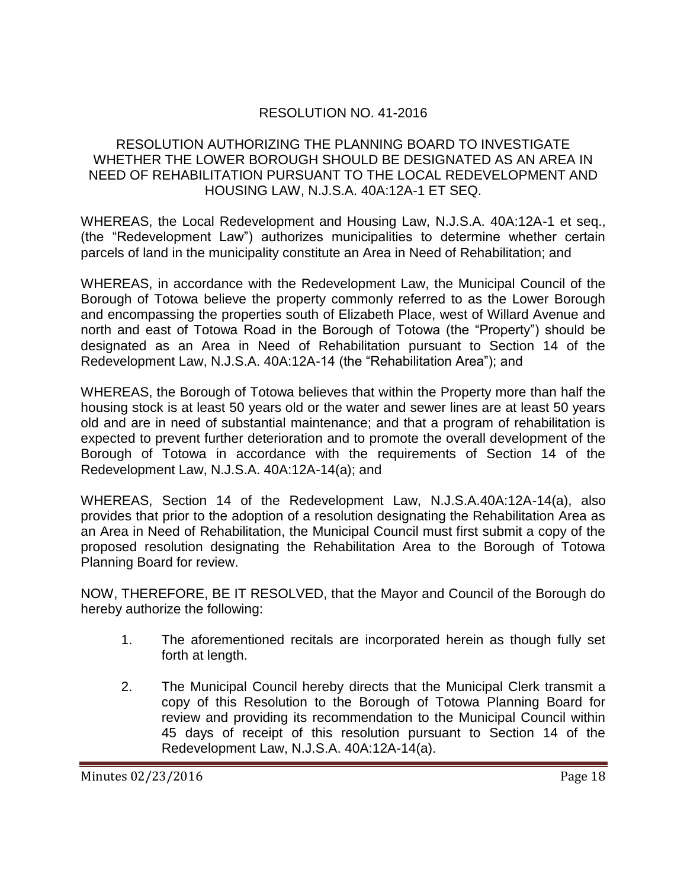## RESOLUTION NO. 41-2016

### RESOLUTION AUTHORIZING THE PLANNING BOARD TO INVESTIGATE WHETHER THE LOWER BOROUGH SHOULD BE DESIGNATED AS AN AREA IN NEED OF REHABILITATION PURSUANT TO THE LOCAL REDEVELOPMENT AND HOUSING LAW, N.J.S.A. 40A:12A-1 ET SEQ.

WHEREAS, the Local Redevelopment and Housing Law, N.J.S.A. 40A:12A-1 et seq., (the "Redevelopment Law") authorizes municipalities to determine whether certain parcels of land in the municipality constitute an Area in Need of Rehabilitation; and

WHEREAS, in accordance with the Redevelopment Law, the Municipal Council of the Borough of Totowa believe the property commonly referred to as the Lower Borough and encompassing the properties south of Elizabeth Place, west of Willard Avenue and north and east of Totowa Road in the Borough of Totowa (the "Property") should be designated as an Area in Need of Rehabilitation pursuant to Section 14 of the Redevelopment Law, N.J.S.A. 40A:12A-14 (the "Rehabilitation Area"); and

WHEREAS, the Borough of Totowa believes that within the Property more than half the housing stock is at least 50 years old or the water and sewer lines are at least 50 years old and are in need of substantial maintenance; and that a program of rehabilitation is expected to prevent further deterioration and to promote the overall development of the Borough of Totowa in accordance with the requirements of Section 14 of the Redevelopment Law, N.J.S.A. 40A:12A-14(a); and

WHEREAS, Section 14 of the Redevelopment Law, N.J.S.A.40A:12A-14(a), also provides that prior to the adoption of a resolution designating the Rehabilitation Area as an Area in Need of Rehabilitation, the Municipal Council must first submit a copy of the proposed resolution designating the Rehabilitation Area to the Borough of Totowa Planning Board for review.

NOW, THEREFORE, BE IT RESOLVED, that the Mayor and Council of the Borough do hereby authorize the following:

1. The aforementioned recitals are incorporated herein as though fully set forth at length.

2. The Municipal Council hereby directs that the Municipal Clerk transmit a copy of this Resolution to the Borough of Totowa Planning Board for review and providing its recommendation to the Municipal Council within 45 days of receipt of this resolution pursuant to Section 14 of the Redevelopment Law, N.J.S.A. 40A:12A-14(a).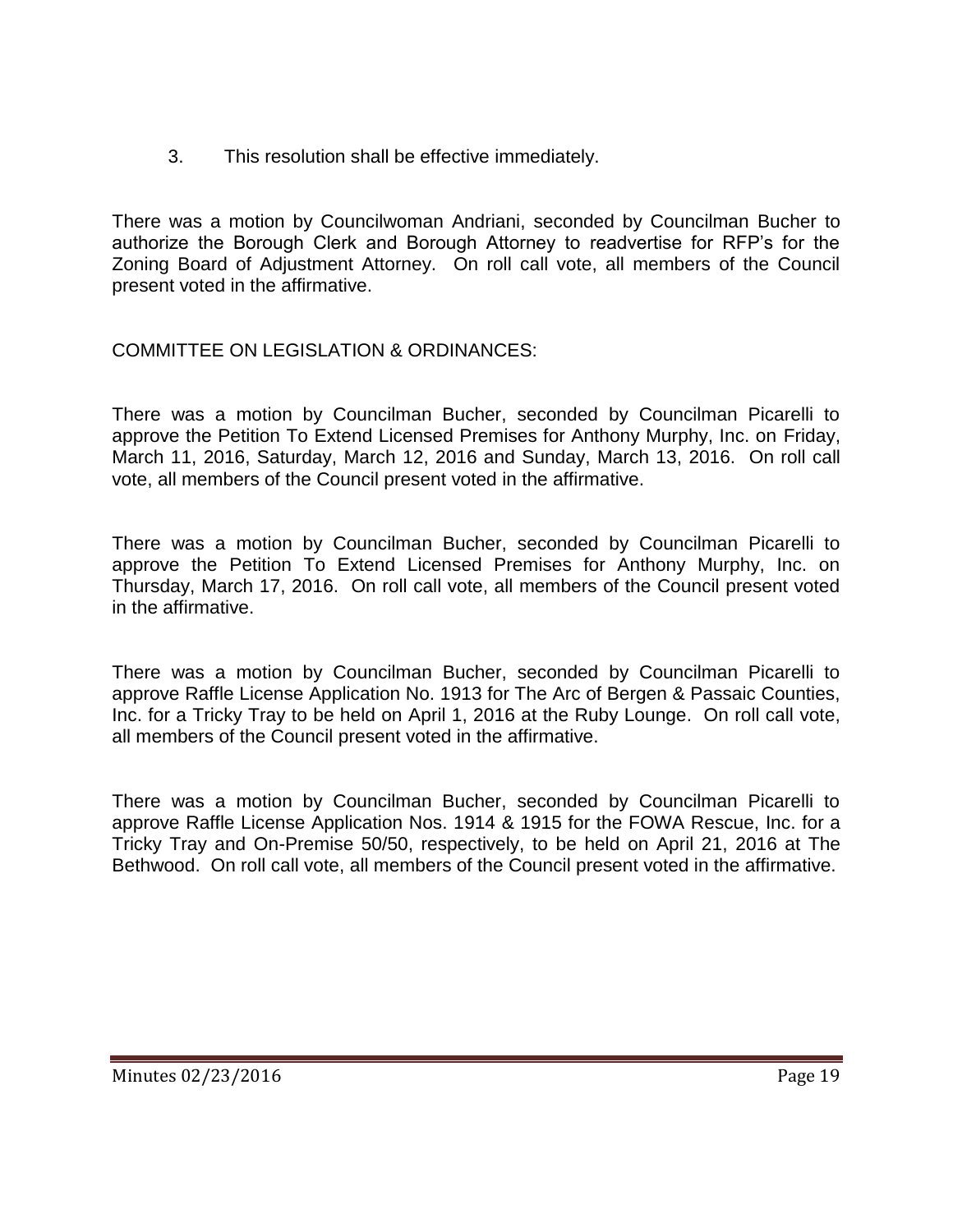3. This resolution shall be effective immediately.

There was a motion by Councilwoman Andriani, seconded by Councilman Bucher to authorize the Borough Clerk and Borough Attorney to readvertise for RFP's for the Zoning Board of Adjustment Attorney. On roll call vote, all members of the Council present voted in the affirmative.

COMMITTEE ON LEGISLATION & ORDINANCES:

There was a motion by Councilman Bucher, seconded by Councilman Picarelli to approve the Petition To Extend Licensed Premises for Anthony Murphy, Inc. on Friday, March 11, 2016, Saturday, March 12, 2016 and Sunday, March 13, 2016. On roll call vote, all members of the Council present voted in the affirmative.

There was a motion by Councilman Bucher, seconded by Councilman Picarelli to approve the Petition To Extend Licensed Premises for Anthony Murphy, Inc. on Thursday, March 17, 2016. On roll call vote, all members of the Council present voted in the affirmative.

There was a motion by Councilman Bucher, seconded by Councilman Picarelli to approve Raffle License Application No. 1913 for The Arc of Bergen & Passaic Counties, Inc. for a Tricky Tray to be held on April 1, 2016 at the Ruby Lounge. On roll call vote, all members of the Council present voted in the affirmative.

There was a motion by Councilman Bucher, seconded by Councilman Picarelli to approve Raffle License Application Nos. 1914 & 1915 for the FOWA Rescue, Inc. for a Tricky Tray and On-Premise 50/50, respectively, to be held on April 21, 2016 at The Bethwood. On roll call vote, all members of the Council present voted in the affirmative.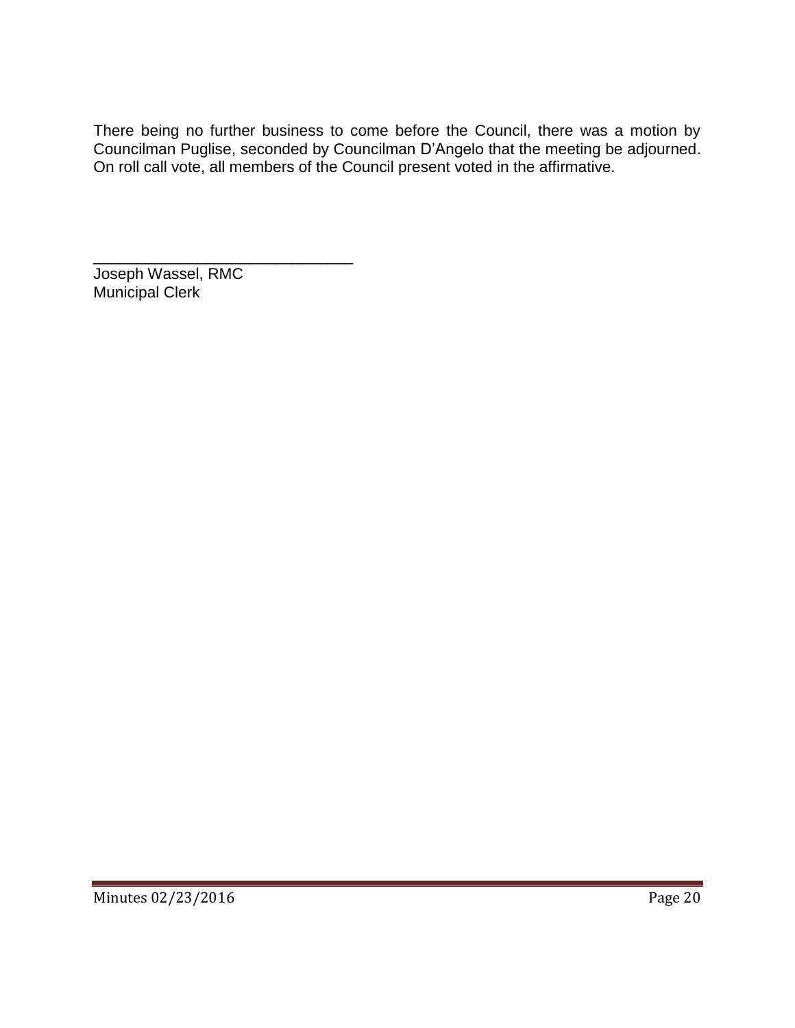There being no further business to come before the Council, there was a motion by Councilman Puglise, seconded by Councilman D'Angelo that the meeting be adjourned. On roll call vote, all members of the Council present voted in the affirmative.

_______________________________

Joseph Wassel, RMC
Municipal Clerk